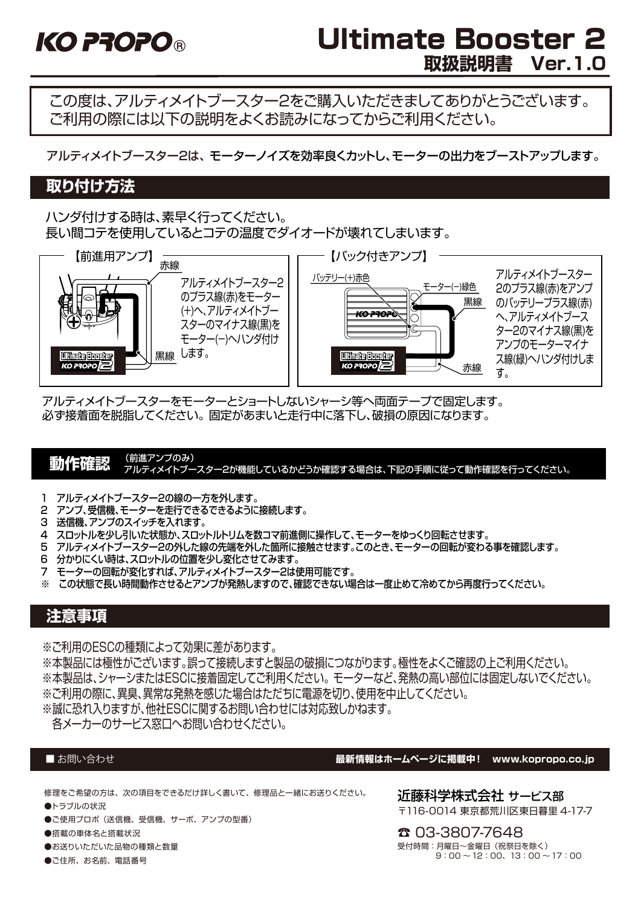# KO PROPO®

# Ultimate Booster 2
## 取扱説明書　Ver.1.0

この度は、アルティメイトブースター2をご購入いただきましてありがとうございます。
ご利用の際には以下の説明をよくお読みになってからご利用ください。

アルティメイトブースター2は、モーターノイズを効率良くカットし、モーターの出力をブーストアップします。

## 取り付け方法

ハンダ付けする時は、素早く行ってください。
長い間コテを使用しているとコテの温度でダイオードが壊れてしまいます。

**【前進用アンプ】**

赤線
黒線

アルティメイトブースター2のプラス線(赤)をモーター(+)へ、アルティメイトブースターのマイナス線(黒)をモーター(-)へハンダ付けします。

**【バック付きアンプ】**

バッテリー(+)赤色
モーター(-)緑色
黒線
赤線

アルティメイトブースター2のプラス線(赤)をアンプのバッテリープラス線(赤)へ、アルティメイトブースター2のマイナス線(黒)をアンプのモーターマイナス線(緑)へハンダ付けします。

アルティメイトブースターをモーターとショートしないシャーシ等へ両面テープで固定します。
必ず接着面を脱脂してください。固定があまいと走行中に落下し、破損の原因になります。

## 動作確認

（前進アンプのみ）
アルティメイトブースター2が機能しているかどうか確認する場合は、下記の手順に従って動作確認を行ってください。

1. アルティメイトブースター2の線の一方を外します。
2. アンプ、受信機、モーターを走行できるように接続します。
3. 送信機、アンプのスイッチを入れます。
4. スロットルを少し引いた状態か、スロットルトリムを数コマ前進側に操作して、モーターをゆっくり回転させます。
5. アルティメイトブースター2の外した線の先端を外した箇所に接触させます。このとき、モーターの回転が変わる事を確認します。
6. 分かりにくい時は、スロットルの位置を少し変化させてみます。
7. モーターの回転が変化すれば、アルティメイトブースター2は使用可能です。

※　この状態で長い時間動作させるとアンプが発熱しますので、確認できない場合は一度止めて冷めてから再度行ってください。

## 注意事項

※ご利用のESCの種類によって効果に差があります。
※本製品には極性がございます。誤って接続しますと製品の破損につながります。極性をよくご確認の上ご利用ください。
※本製品は、シャーシまたはESCに接着固定してご利用ください。モーターなど、発熱の高い部位には固定しないでください。
※ご利用の際に、異臭、異常な発熱を感じた場合はただちに電源を切り、使用を中止してください。
※誠に恐れ入りますが、他社ESCに関するお問い合わせには対応致しかねます。
　各メーカーのサービス窓口へお問い合わせください。

■ お問い合わせ　　　**最新情報はホームページに掲載中！　www.kopropo.co.jp**

修理をご希望の方は、次の項目をできるだけ詳しく書いて、修理品と一緒にお送りください。

- ●トラブルの状況
- ●ご使用プロポ（送信機、受信機、サーボ、アンプの型番）
- ●搭載の車体名と搭載状況
- ●お送りいただいた品物の種類と数量
- ●ご住所、お名前、電話番号

**近藤科学株式会社 サービス部**
〒116-0014 東京都荒川区東日暮里 4-17-7

☎ 03-3807-7648
受付時間：月曜日〜金曜日（祝祭日を除く）
9：00〜12：00、13：00〜17：00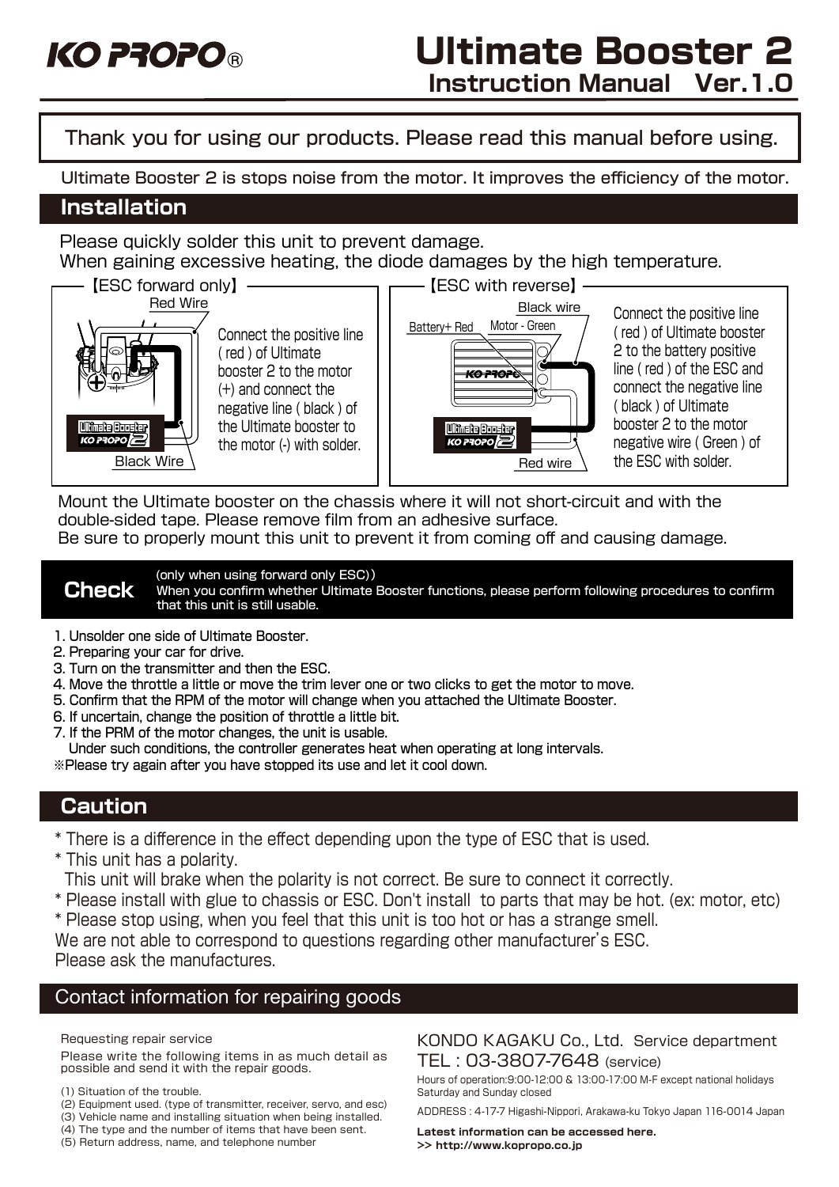# KO PROPO®

# Ultimate Booster 2
## Instruction Manual Ver.1.0

Thank you for using our products. Please read this manual before using.

Ultimate Booster 2 is stops noise from the motor. It improves the efficiency of the motor.

## Installation

Please quickly solder this unit to prevent damage.
When gaining excessive heating, the diode damages by the high temperature.

**【ESC forward only】**

Red Wire

Black Wire

Connect the positive line ( red ) of Ultimate booster 2 to the motor (+) and connect the negative line ( black ) of the Ultimate booster to the motor (-) with solder.

**【ESC with reverse】**

Black wire

Battery+ Red

Motor - Green

Red wire

Connect the positive line ( red ) of Ultimate booster 2 to the battery positive line ( red ) of the ESC and connect the negative line ( black ) of Ultimate booster 2 to the motor negative wire ( Green ) of the ESC with solder.

Mount the Ultimate booster on the chassis where it will not short-circuit and with the double-sided tape. Please remove film from an adhesive surface.
Be sure to properly mount this unit to prevent it from coming off and causing damage.

**Check**

(only when using forward only ESC))
When you confirm whether Ultimate Booster functions, please perform following procedures to confirm that this unit is still usable.

1. Unsolder one side of Ultimate Booster.
2. Preparing your car for drive.
3. Turn on the transmitter and then the ESC.
4. Move the throttle a little or move the trim lever one or two clicks to get the motor to move.
5. Confirm that the RPM of the motor will change when you attached the Ultimate Booster.
6. If uncertain, change the position of throttle a little bit.
7. If the PRM of the motor changes, the unit is usable.
   Under such conditions, the controller generates heat when operating at long intervals.

※Please try again after you have stopped its use and let it cool down.

## Caution

* There is a difference in the effect depending upon the type of ESC that is used.
* This unit has a polarity.
  This unit will brake when the polarity is not correct. Be sure to connect it correctly.
* Please install with glue to chassis or ESC. Don't install to parts that may be hot. (ex: motor, etc)
* Please stop using, when you feel that this unit is too hot or has a strange smell.

We are not able to correspond to questions regarding other manufacturer's ESC.
Please ask the manufactures.

## Contact information for repairing goods

Requesting repair service

Please write the following items in as much detail as possible and send it with the repair goods.

(1) Situation of the trouble.
(2) Equipment used. (type of transmitter, receiver, servo, and esc)
(3) Vehicle name and installing situation when being installed.
(4) The type and the number of items that have been sent.
(5) Return address, name, and telephone number

KONDO KAGAKU Co., Ltd. Service department
TEL : 03-3807-7648 (service)

Hours of operation:9:00-12:00 & 13:00-17:00 M-F except national holidays
Saturday and Sunday closed

ADDRESS : 4-17-7 Higashi-Nippori, Arakawa-ku Tokyo Japan 116-0014 Japan

**Latest information can be accessed here.**
**>> http://www.kopropo.co.jp**